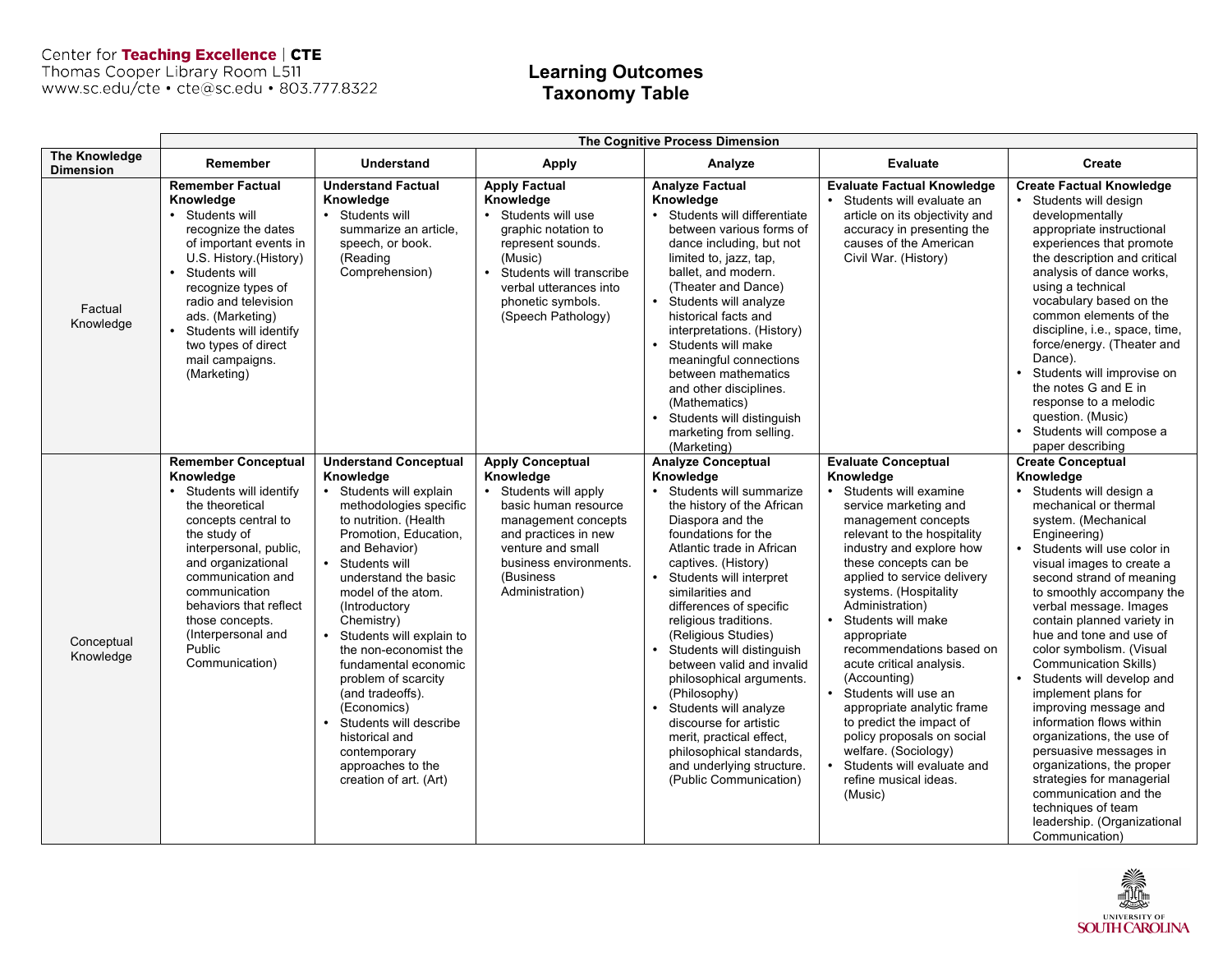Center for **Teaching Excellence** | **CTE**
Thomas Cooper Library Room L511
www.sc.edu/cte • cte@sc.edu • 803.777.8322

# Learning Outcomes Taxonomy Table

| | The Cognitive Process Dimension | | | | | |
|---|---|---|---|---|---|---|
| **The Knowledge Dimension** | **Remember** | **Understand** | **Apply** | **Analyze** | **Evaluate** | **Create** |
| Factual Knowledge | **Remember Factual Knowledge**<br>• Students will recognize the dates of important events in U.S. History.(History)<br>• Students will recognize types of radio and television ads. (Marketing)<br>• Students will identify two types of direct mail campaigns. (Marketing) | **Understand Factual Knowledge**<br>• Students will summarize an article, speech, or book. (Reading Comprehension) | **Apply Factual Knowledge**<br>• Students will use graphic notation to represent sounds. (Music)<br>• Students will transcribe verbal utterances into phonetic symbols. (Speech Pathology) | **Analyze Factual Knowledge**<br>• Students will differentiate between various forms of dance including, but not limited to, jazz, tap, ballet, and modern. (Theater and Dance)<br>• Students will analyze historical facts and interpretations. (History)<br>• Students will make meaningful connections between mathematics and other disciplines. (Mathematics)<br>• Students will distinguish marketing from selling. (Marketing) | **Evaluate Factual Knowledge**<br>• Students will evaluate an article on its objectivity and accuracy in presenting the causes of the American Civil War. (History) | **Create Factual Knowledge**<br>• Students will design developmentally appropriate instructional experiences that promote the description and critical analysis of dance works, using a technical vocabulary based on the common elements of the discipline, i.e., space, time, force/energy. (Theater and Dance).<br>• Students will improvise on the notes G and E in response to a melodic question. (Music)<br>• Students will compose a paper describing |
| Conceptual Knowledge | **Remember Conceptual Knowledge**<br>• Students will identify the theoretical concepts central to the study of interpersonal, public, and organizational communication and communication behaviors that reflect those concepts. (Interpersonal and Public Communication) | **Understand Conceptual Knowledge**<br>• Students will explain methodologies specific to nutrition. (Health Promotion, Education, and Behavior)<br>• Students will understand the basic model of the atom. (Introductory Chemistry)<br>• Students will explain to the non-economist the fundamental economic problem of scarcity (and tradeoffs). (Economics)<br>• Students will describe historical and contemporary approaches to the creation of art. (Art) | **Apply Conceptual Knowledge**<br>• Students will apply basic human resource management concepts and practices in new venture and small business environments. (Business Administration) | **Analyze Conceptual Knowledge**<br>• Students will summarize the history of the African Diaspora and the foundations for the Atlantic trade in African captives. (History)<br>• Students will interpret similarities and differences of specific religious traditions. (Religious Studies)<br>• Students will distinguish between valid and invalid philosophical arguments. (Philosophy)<br>• Students will analyze discourse for artistic merit, practical effect, philosophical standards, and underlying structure. (Public Communication) | **Evaluate Conceptual Knowledge**<br>• Students will examine service marketing and management concepts relevant to the hospitality industry and explore how these concepts can be applied to service delivery systems. (Hospitality Administration)<br>• Students will make appropriate recommendations based on acute critical analysis. (Accounting)<br>• Students will use an appropriate analytic frame to predict the impact of policy proposals on social welfare. (Sociology)<br>• Students will evaluate and refine musical ideas. (Music) | **Create Conceptual Knowledge**<br>• Students will design a mechanical or thermal system. (Mechanical Engineering)<br>• Students will use color in visual images to create a second strand of meaning to smoothly accompany the verbal message. Images contain planned variety in hue and tone and use of color symbolism. (Visual Communication Skills)<br>• Students will develop and implement plans for improving message and information flows within organizations, the use of persuasive messages in organizations, the proper strategies for managerial communication and the techniques of team leadership. (Organizational Communication) |

UNIVERSITY OF SOUTH CAROLINA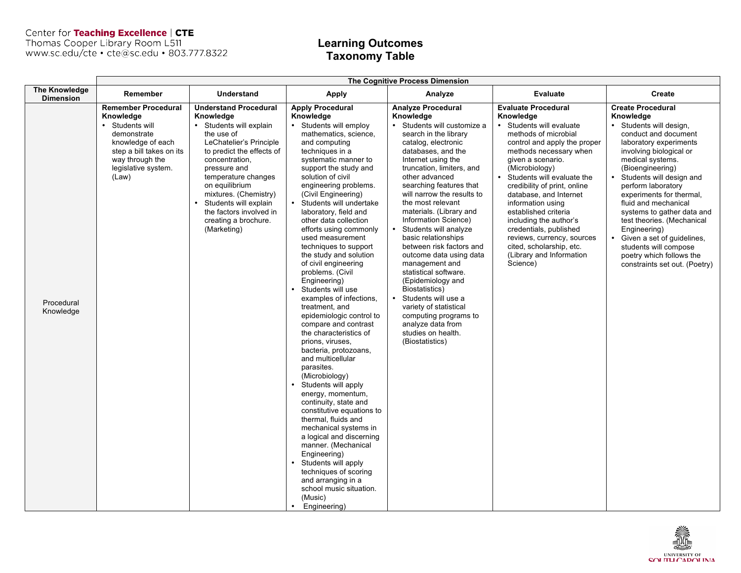# Learning Outcomes Taxonomy Table

| The Knowledge Dimension | The Cognitive Process Dimension | | | | | |
|---|---|---|---|---|---|---|
| | **Remember** | **Understand** | **Apply** | **Analyze** | **Evaluate** | **Create** |
| Procedural Knowledge | **Remember Procedural Knowledge**<br>• Students will demonstrate knowledge of each step a bill takes on its way through the legislative system. (Law) | **Understand Procedural Knowledge**<br>• Students will explain the use of LeChatelier's Principle to predict the effects of concentration, pressure and temperature changes on equilibrium mixtures. (Chemistry)<br>• Students will explain the factors involved in creating a brochure. (Marketing) | **Apply Procedural Knowledge**<br>• Students will employ mathematics, science, and computing techniques in a systematic manner to support the study and solution of civil engineering problems. (Civil Engineering)<br>• Students will undertake laboratory, field and other data collection efforts using commonly used measurement techniques to support the study and solution of civil engineering problems. (Civil Engineering)<br>• Students will use examples of infections, treatment, and epidemiologic control to compare and contrast the characteristics of prions, viruses, bacteria, protozoans, and multicellular parasites. (Microbiology)<br>• Students will apply energy, momentum, continuity, state and constitutive equations to thermal, fluids and mechanical systems in a logical and discerning manner. (Mechanical Engineering)<br>• Students will apply techniques of scoring and arranging in a school music situation. (Music)<br>• Engineering) | **Analyze Procedural Knowledge**<br>• Students will customize a search in the library catalog, electronic databases, and the Internet using the truncation, limiters, and other advanced searching features that will narrow the results to the most relevant materials. (Library and Information Science)<br>• Students will analyze basic relationships between risk factors and outcome data using data management and statistical software. (Epidemiology and Biostatistics)<br>• Students will use a variety of statistical computing programs to analyze data from studies on health. (Biostatistics) | **Evaluate Procedural Knowledge**<br>• Students will evaluate methods of microbial control and apply the proper methods necessary when given a scenario. (Microbiology)<br>• Students will evaluate the credibility of print, online database, and Internet information using established criteria including the author's credentials, published reviews, currency, sources cited, scholarship, etc. (Library and Information Science) | **Create Procedural Knowledge**<br>• Students will design, conduct and document laboratory experiments involving biological or medical systems. (Bioengineering)<br>• Students will design and perform laboratory experiments for thermal, fluid and mechanical systems to gather data and test theories. (Mechanical Engineering)<br>• Given a set of guidelines, students will compose poetry which follows the constraints set out. (Poetry) |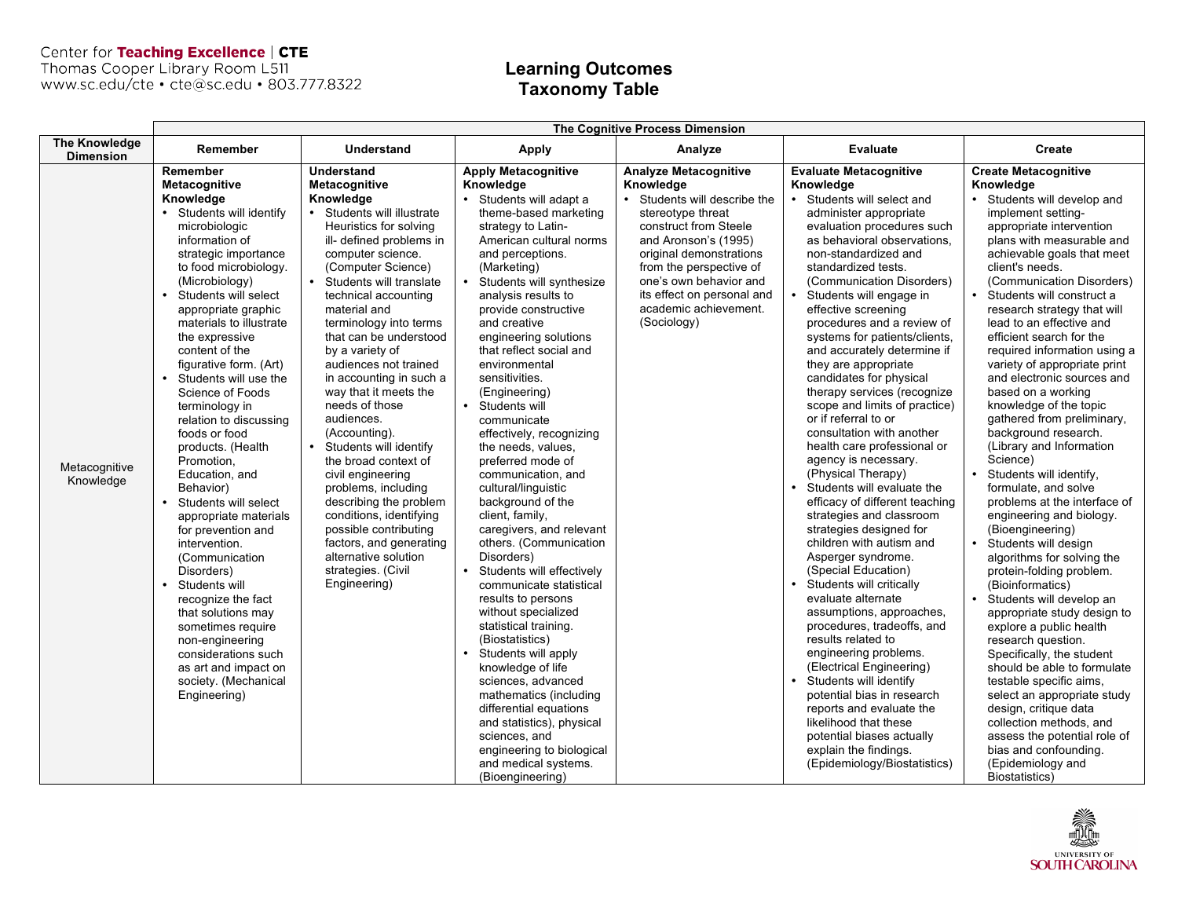# Learning Outcomes Taxonomy Table

| | The Cognitive Process Dimension | | | | | |
|---|---|---|---|---|---|---|
| **The Knowledge Dimension** | **Remember** | **Understand** | **Apply** | **Analyze** | **Evaluate** | **Create** |
| Metacognitive Knowledge | **Remember Metacognitive Knowledge**<br>• Students will identify microbiologic information of strategic importance to food microbiology. (Microbiology)<br>• Students will select appropriate graphic materials to illustrate the expressive content of the figurative form. (Art)<br>• Students will use the Science of Foods terminology in relation to discussing foods or food products. (Health Promotion, Education, and Behavior)<br>• Students will select appropriate materials for prevention and intervention. (Communication Disorders)<br>• Students will recognize the fact that solutions may sometimes require non-engineering considerations such as art and impact on society. (Mechanical Engineering) | **Understand Metacognitive Knowledge**<br>• Students will illustrate Heuristics for solving ill- defined problems in computer science. (Computer Science)<br>• Students will translate technical accounting material and terminology into terms that can be understood by a variety of audiences not trained in accounting in such a way that it meets the needs of those audiences. (Accounting).<br>• Students will identify the broad context of civil engineering problems, including describing the problem conditions, identifying possible contributing factors, and generating alternative solution strategies. (Civil Engineering) | **Apply Metacognitive Knowledge**<br>• Students will adapt a theme-based marketing strategy to Latin-American cultural norms and perceptions. (Marketing)<br>• Students will synthesize analysis results to provide constructive and creative engineering solutions that reflect social and environmental sensitivities. (Engineering)<br>• Students will communicate effectively, recognizing the needs, values, preferred mode of communication, and cultural/linguistic background of the client, family, caregivers, and relevant others. (Communication Disorders)<br>• Students will effectively communicate statistical results to persons without specialized statistical training. (Biostatistics)<br>• Students will apply knowledge of life sciences, advanced mathematics (including differential equations and statistics), physical sciences, and engineering to biological and medical systems. (Bioengineering) | **Analyze Metacognitive Knowledge**<br>• Students will describe the stereotype threat construct from Steele and Aronson's (1995) original demonstrations from the perspective of one's own behavior and its effect on personal and academic achievement. (Sociology) | **Evaluate Metacognitive Knowledge**<br>• Students will select and administer appropriate evaluation procedures such as behavioral observations, non-standardized and standardized tests. (Communication Disorders)<br>• Students will engage in effective screening procedures and a review of systems for patients/clients, and accurately determine if they are appropriate candidates for physical therapy services (recognize scope and limits of practice) or if referral to or consultation with another health care professional or agency is necessary. (Physical Therapy)<br>• Students will evaluate the efficacy of different teaching strategies and classroom strategies designed for children with autism and Asperger syndrome. (Special Education)<br>• Students will critically evaluate alternate assumptions, approaches, procedures, tradeoffs, and results related to engineering problems. (Electrical Engineering)<br>• Students will identify potential bias in research reports and evaluate the likelihood that these potential biases actually explain the findings. (Epidemiology/Biostatistics) | **Create Metacognitive Knowledge**<br>• Students will develop and implement setting-appropriate intervention plans with measurable and achievable goals that meet client's needs. (Communication Disorders)<br>• Students will construct a research strategy that will lead to an effective and efficient search for the required information using a variety of appropriate print and electronic sources and based on a working knowledge of the topic gathered from preliminary, background research. (Library and Information Science)<br>• Students will identify, formulate, and solve problems at the interface of engineering and biology. (Bioengineering)<br>• Students will design algorithms for solving the protein-folding problem. (Bioinformatics)<br>• Students will develop an appropriate study design to explore a public health research question. Specifically, the student should be able to formulate testable specific aims, select an appropriate study design, critique data collection methods, and assess the potential role of bias and confounding. (Epidemiology and Biostatistics) |